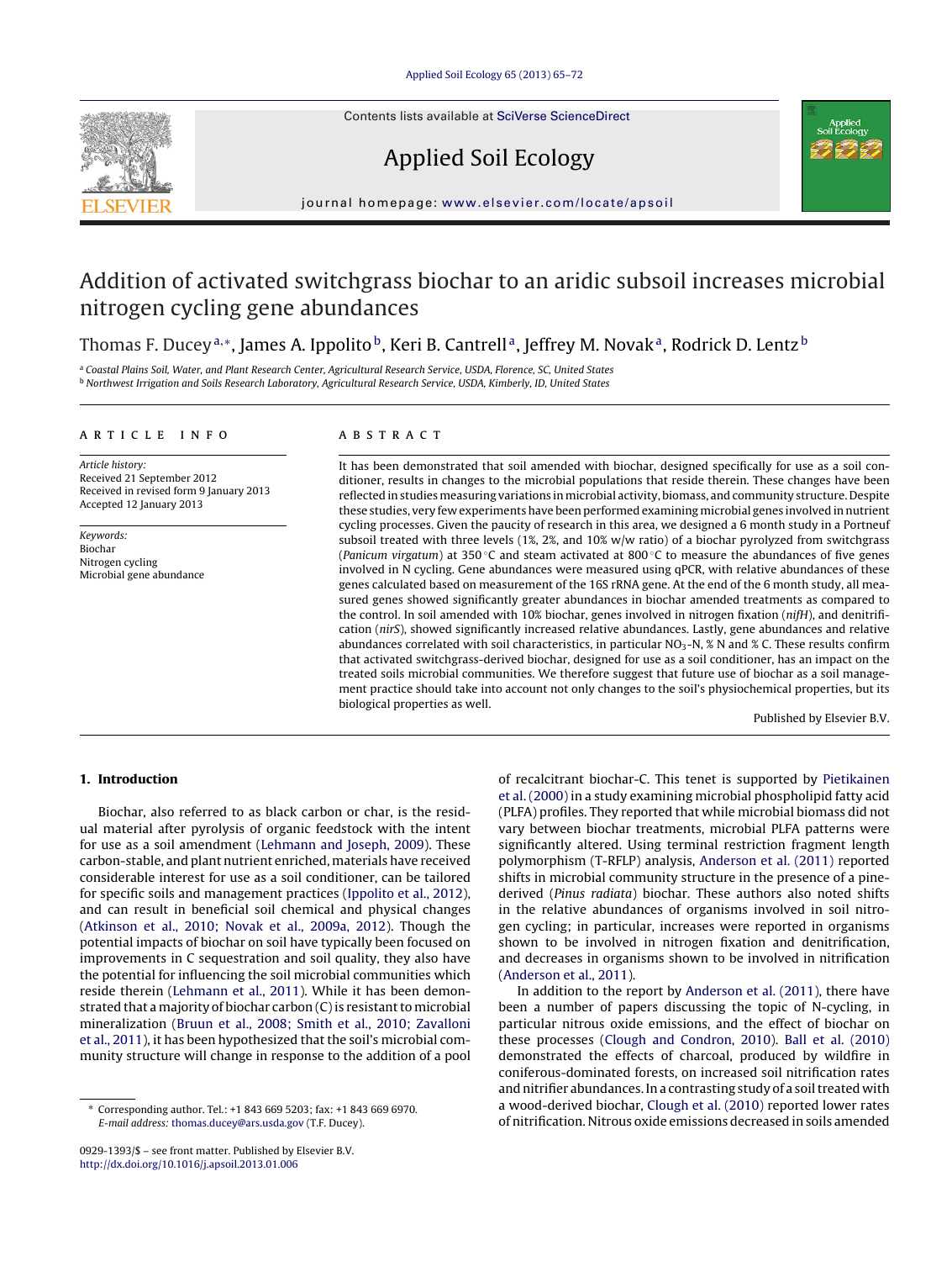Contents lists available at SciVerse ScienceDirect

# Applied Soil Ecology

journal homepage: www.elsevier.com/locate/apsoil

# Addition of activated switchgrass biochar to an aridic subsoil increases microbial nitrogen cycling gene abundances

Thomas F. Ducey[a,∗], James A. Ippolito[b], Keri B. Cantrell[a], Jeffrey M. Novak[a], Rodrick D. Lentz[b]

[a] Coastal Plains Soil, Water, and Plant Research Center, Agricultural Research Service, USDA, Florence, SC, United States
[b] Northwest Irrigation and Soils Research Laboratory, Agricultural Research Service, USDA, Kimberly, ID, United States

## ARTICLE INFO

*Article history:*
Received 21 September 2012
Received in revised form 9 January 2013
Accepted 12 January 2013

*Keywords:*
Biochar
Nitrogen cycling
Microbial gene abundance

## ABSTRACT

It has been demonstrated that soil amended with biochar, designed specifically for use as a soil conditioner, results in changes to the microbial populations that reside therein. These changes have been reflected in studies measuring variations in microbial activity, biomass, and community structure. Despite these studies, very few experiments have been performed examining microbial genes involved in nutrient cycling processes. Given the paucity of research in this area, we designed a 6 month study in a Portneuf subsoil treated with three levels (1%, 2%, and 10% w/w ratio) of a biochar pyrolyzed from switchgrass (*Panicum virgatum*) at 350 °C and steam activated at 800 °C to measure the abundances of five genes involved in N cycling. Gene abundances were measured using qPCR, with relative abundances of these genes calculated based on measurement of the 16S rRNA gene. At the end of the 6 month study, all measured genes showed significantly greater abundances in biochar amended treatments as compared to the control. In soil amended with 10% biochar, genes involved in nitrogen fixation (*nifH*), and denitrification (*nirS*), showed significantly increased relative abundances. Lastly, gene abundances and relative abundances correlated with soil characteristics, in particular $NO_3$-N, % N and % C. These results confirm that activated switchgrass-derived biochar, designed for use as a soil conditioner, has an impact on the treated soils microbial communities. We therefore suggest that future use of biochar as a soil management practice should take into account not only changes to the soil's physiochemical properties, but its biological properties as well.

Published by Elsevier B.V.

## 1. Introduction

Biochar, also referred to as black carbon or char, is the residual material after pyrolysis of organic feedstock with the intent for use as a soil amendment (Lehmann and Joseph, 2009). These carbon-stable, and plant nutrient enriched, materials have received considerable interest for use as a soil conditioner, can be tailored for specific soils and management practices (Ippolito et al., 2012), and can result in beneficial soil chemical and physical changes (Atkinson et al., 2010; Novak et al., 2009a, 2012). Though the potential impacts of biochar on soil have typically been focused on improvements in C sequestration and soil quality, they also have the potential for influencing the soil microbial communities which reside therein (Lehmann et al., 2011). While it has been demonstrated that a majority of biochar carbon (C) is resistant to microbial mineralization (Bruun et al., 2008; Smith et al., 2010; Zavalloni et al., 2011), it has been hypothesized that the soil's microbial community structure will change in response to the addition of a pool of recalcitrant biochar-C. This tenet is supported by Pietikainen et al. (2000) in a study examining microbial phospholipid fatty acid (PLFA) profiles. They reported that while microbial biomass did not vary between biochar treatments, microbial PLFA patterns were significantly altered. Using terminal restriction fragment length polymorphism (T-RFLP) analysis, Anderson et al. (2011) reported shifts in microbial community structure in the presence of a pine-derived (*Pinus radiata*) biochar. These authors also noted shifts in the relative abundances of organisms involved in soil nitrogen cycling; in particular, increases were reported in organisms shown to be involved in nitrogen fixation and denitrification, and decreases in organisms shown to be involved in nitrification (Anderson et al., 2011).

In addition to the report by Anderson et al. (2011), there have been a number of papers discussing the topic of N-cycling, in particular nitrous oxide emissions, and the effect of biochar on these processes (Clough and Condron, 2010). Ball et al. (2010) demonstrated the effects of charcoal, produced by wildfire in coniferous-dominated forests, on increased soil nitrification rates and nitrifier abundances. In a contrasting study of a soil treated with a wood-derived biochar, Clough et al. (2010) reported lower rates of nitrification. Nitrous oxide emissions decreased in soils amended

∗ Corresponding author. Tel.: +1 843 669 5203; fax: +1 843 669 6970.
*E-mail address:* thomas.ducey@ars.usda.gov (T.F. Ducey).

0929-1393/$ – see front matter. Published by Elsevier B.V.
http://dx.doi.org/10.1016/j.apsoil.2013.01.006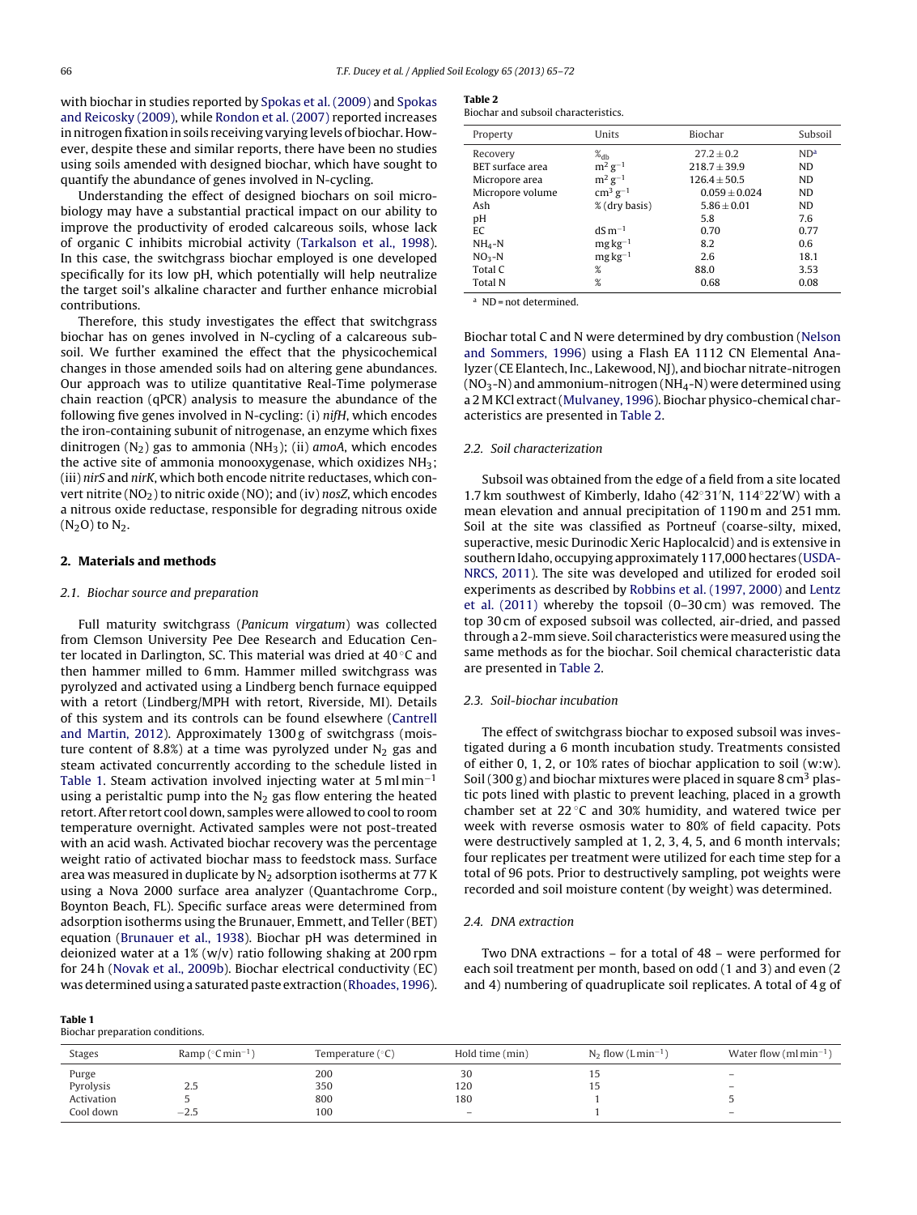with biochar in studies reported by Spokas et al. (2009) and Spokas and Reicosky (2009), while Rondon et al. (2007) reported increases in nitrogen fixation in soils receiving varying levels of biochar. However, despite these and similar reports, there have been no studies using soils amended with designed biochar, which have sought to quantify the abundance of genes involved in N-cycling.

Understanding the effect of designed biochars on soil microbiology may have a substantial practical impact on our ability to improve the productivity of eroded calcareous soils, whose lack of organic C inhibits microbial activity (Tarkalson et al., 1998). In this case, the switchgrass biochar employed is one developed specifically for its low pH, which potentially will help neutralize the target soil's alkaline character and further enhance microbial contributions.

Therefore, this study investigates the effect that switchgrass biochar has on genes involved in N-cycling of a calcareous subsoil. We further examined the effect that the physicochemical changes in those amended soils had on altering gene abundances. Our approach was to utilize quantitative Real-Time polymerase chain reaction (qPCR) analysis to measure the abundance of the following five genes involved in N-cycling: (i) *nifH*, which encodes the iron-containing subunit of nitrogenase, an enzyme which fixes dinitrogen ($N_2$) gas to ammonia ($NH_3$); (ii) *amoA*, which encodes the active site of ammonia monooxygenase, which oxidizes $NH_3$; (iii) *nirS* and *nirK*, which both encode nitrite reductases, which convert nitrite ($NO_2$) to nitric oxide (NO); and (iv) *nosZ*, which encodes a nitrous oxide reductase, responsible for degrading nitrous oxide ($N_2O$) to $N_2$.

## 2. Materials and methods

### 2.1. Biochar source and preparation

Full maturity switchgrass (*Panicum virgatum*) was collected from Clemson University Pee Dee Research and Education Center located in Darlington, SC. This material was dried at 40 °C and then hammer milled to 6 mm. Hammer milled switchgrass was pyrolyzed and activated using a Lindberg bench furnace equipped with a retort (Lindberg/MPH with retort, Riverside, MI). Details of this system and its controls can be found elsewhere (Cantrell and Martin, 2012). Approximately 1300 g of switchgrass (moisture content of 8.8%) at a time was pyrolyzed under $N_2$ gas and steam activated concurrently according to the schedule listed in Table 1. Steam activation involved injecting water at 5 ml min$^{-1}$ using a peristaltic pump into the $N_2$ gas flow entering the heated retort. After retort cool down, samples were allowed to cool to room temperature overnight. Activated samples were not post-treated with an acid wash. Activated biochar recovery was the percentage weight ratio of activated biochar mass to feedstock mass. Surface area was measured in duplicate by $N_2$ adsorption isotherms at 77 K using a Nova 2000 surface area analyzer (Quantachrome Corp., Boynton Beach, FL). Specific surface areas were determined from adsorption isotherms using the Brunauer, Emmett, and Teller (BET) equation (Brunauer et al., 1938). Biochar pH was determined in deionized water at a 1% (w/v) ratio following shaking at 200 rpm for 24 h (Novak et al., 2009b). Biochar electrical conductivity (EC) was determined using a saturated paste extraction (Rhoades, 1996).

**Table 1**
Biochar preparation conditions.

| Stages | Ramp (°C min$^{-1}$) | Temperature (°C) | Hold time (min) | $N_2$ flow (L min$^{-1}$) | Water flow (ml min$^{-1}$) |
|---|---|---|---|---|---|
| Purge | | 200 | 30 | 15 | – |
| Pyrolysis | 2.5 | 350 | 120 | 15 | – |
| Activation | 5 | 800 | 180 | 1 | 5 |
| Cool down | −2.5 | 100 | – | 1 | – |

**Table 2**
Biochar and subsoil characteristics.

| Property | Units | Biochar | Subsoil |
|---|---|---|---|
| Recovery | $\%_{db}$ | 27.2 ± 0.2 | ND[a] |
| BET surface area | m$^2$ g$^{-1}$ | 218.7 ± 39.9 | ND |
| Micropore area | m$^2$ g$^{-1}$ | 126.4 ± 50.5 | ND |
| Micropore volume | cm$^3$ g$^{-1}$ | 0.059 ± 0.024 | ND |
| Ash | % (dry basis) | 5.86 ± 0.01 | ND |
| pH | | 5.8 | 7.6 |
| EC | dS m$^{-1}$ | 0.70 | 0.77 |
| $NH_4$-N | mg kg$^{-1}$ | 8.2 | 0.6 |
| $NO_3$-N | mg kg$^{-1}$ | 2.6 | 18.1 |
| Total C | % | 88.0 | 3.53 |
| Total N | % | 0.68 | 0.08 |

[a] ND = not determined.

Biochar total C and N were determined by dry combustion (Nelson and Sommers, 1996) using a Flash EA 1112 CN Elemental Analyzer (CE Elantech, Inc., Lakewood, NJ), and biochar nitrate-nitrogen ($NO_3$-N) and ammonium-nitrogen ($NH_4$-N) were determined using a 2 M KCl extract (Mulvaney, 1996). Biochar physico-chemical characteristics are presented in Table 2.

### 2.2. Soil characterization

Subsoil was obtained from the edge of a field from a site located 1.7 km southwest of Kimberly, Idaho (42°31′N, 114°22′W) with a mean elevation and annual precipitation of 1190 m and 251 mm. Soil at the site was classified as Portneuf (coarse-silty, mixed, superactive, mesic Durinodic Xeric Haplocalcid) and is extensive in southern Idaho, occupying approximately 117,000 hectares (USDA-NRCS, 2011). The site was developed and utilized for eroded soil experiments as described by Robbins et al. (1997, 2000) and Lentz et al. (2011) whereby the topsoil (0–30 cm) was removed. The top 30 cm of exposed subsoil was collected, air-dried, and passed through a 2-mm sieve. Soil characteristics were measured using the same methods as for the biochar. Soil chemical characteristic data are presented in Table 2.

### 2.3. Soil-biochar incubation

The effect of switchgrass biochar to exposed subsoil was investigated during a 6 month incubation study. Treatments consisted of either 0, 1, 2, or 10% rates of biochar application to soil (w:w). Soil (300 g) and biochar mixtures were placed in square 8 cm$^3$ plastic pots lined with plastic to prevent leaching, placed in a growth chamber set at 22 °C and 30% humidity, and watered twice per week with reverse osmosis water to 80% of field capacity. Pots were destructively sampled at 1, 2, 3, 4, 5, and 6 month intervals; four replicates per treatment were utilized for each time step for a total of 96 pots. Prior to destructively sampling, pot weights were recorded and soil moisture content (by weight) was determined.

### 2.4. DNA extraction

Two DNA extractions – for a total of 48 – were performed for each soil treatment per month, based on odd (1 and 3) and even (2 and 4) numbering of quadruplicate soil replicates. A total of 4 g of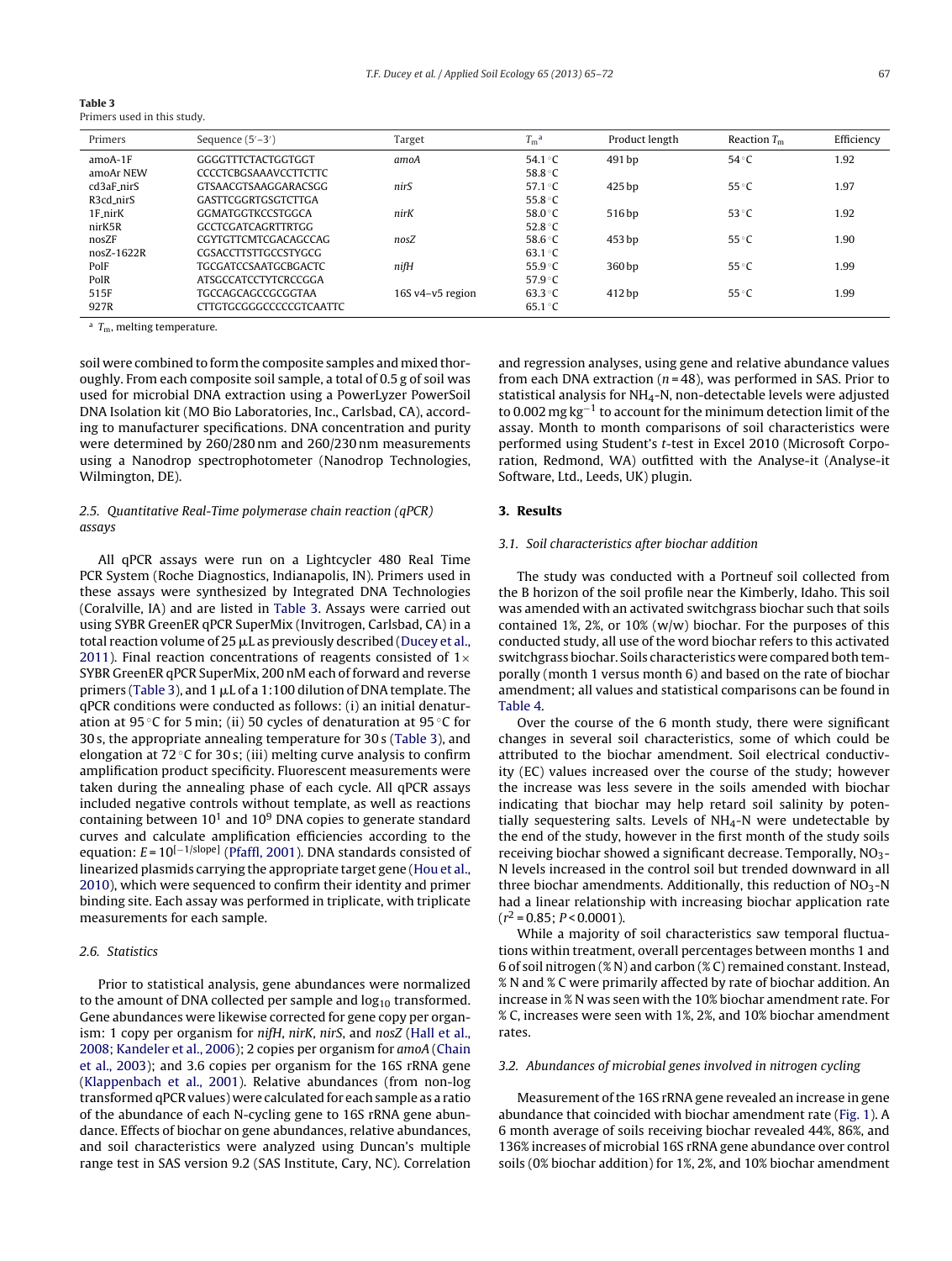**Table 3**
Primers used in this study.

| Primers | Sequence (5′–3′) | Target | $T_m$ [a] | Product length | Reaction $T_m$ | Efficiency |
|---|---|---|---|---|---|---|
| amoA-1F | GGGGTTTCTACTGGTGGT | *amoA* | 54.1 °C | 491 bp | 54 °C | 1.92 |
| amoAr NEW | CCCCTCBGSAAAVCCTTCTTC | | 58.8 °C | | | |
| cd3aF_nirS | GTSAACGTSAAGGARACSGG | *nirS* | 57.1 °C | 425 bp | 55 °C | 1.97 |
| R3cd_nirS | GASTTCGGRTGSGTCTTGA | | 55.8 °C | | | |
| 1F_nirK | GGMATGGTKCCSTGGCA | *nirK* | 58.0 °C | 516 bp | 53 °C | 1.92 |
| nirK5R | GCCTCGATCAGRTTRTGG | | 52.8 °C | | | |
| nosZF | CGYTGTTCMTCGACAGCCAG | *nosZ* | 58.6 °C | 453 bp | 55 °C | 1.90 |
| nosZ-1622R | CGSACCTTSTTGCCSTYGCG | | 63.1 °C | | | |
| PolF | TGCGATCCSAATGCBGACTC | *nifH* | 55.9 °C | 360 bp | 55 °C | 1.99 |
| PolR | ATSGCCATCCTYTCRCCGGA | | 57.9 °C | | | |
| 515F | TGCCAGCAGCCGCGGTAA | 16S v4–v5 region | 63.3 °C | 412 bp | 55 °C | 1.99 |
| 927R | CTTGTGCGGGCCCCCGTCAATTC | | 65.1 °C | | | |

[a] $T_m$, melting temperature.

soil were combined to form the composite samples and mixed thoroughly. From each composite soil sample, a total of 0.5 g of soil was used for microbial DNA extraction using a PowerLyzer PowerSoil DNA Isolation kit (MO Bio Laboratories, Inc., Carlsbad, CA), according to manufacturer specifications. DNA concentration and purity were determined by 260/280 nm and 260/230 nm measurements using a Nanodrop spectrophotometer (Nanodrop Technologies, Wilmington, DE).

### 2.5. Quantitative Real-Time polymerase chain reaction (qPCR) assays

All qPCR assays were run on a Lightcycler 480 Real Time PCR System (Roche Diagnostics, Indianapolis, IN). Primers used in these assays were synthesized by Integrated DNA Technologies (Coralville, IA) and are listed in Table 3. Assays were carried out using SYBR GreenER qPCR SuperMix (Invitrogen, Carlsbad, CA) in a total reaction volume of 25 μL as previously described (Ducey et al., 2011). Final reaction concentrations of reagents consisted of 1× SYBR GreenER qPCR SuperMix, 200 nM each of forward and reverse primers (Table 3), and 1 μL of a 1:100 dilution of DNA template. The qPCR conditions were conducted as follows: (i) an initial denaturation at 95 °C for 5 min; (ii) 50 cycles of denaturation at 95 °C for 30 s, the appropriate annealing temperature for 30 s (Table 3), and elongation at 72 °C for 30 s; (iii) melting curve analysis to confirm amplification product specificity. Fluorescent measurements were taken during the annealing phase of each cycle. All qPCR assays included negative controls without template, as well as reactions containing between $10^1$ and $10^9$ DNA copies to generate standard curves and calculate amplification efficiencies according to the equation: $E = 10^{[-1/\text{slope}]}$ (Pfaffl, 2001). DNA standards consisted of linearized plasmids carrying the appropriate target gene (Hou et al., 2010), which were sequenced to confirm their identity and primer binding site. Each assay was performed in triplicate, with triplicate measurements for each sample.

### 2.6. Statistics

Prior to statistical analysis, gene abundances were normalized to the amount of DNA collected per sample and $\log_{10}$ transformed. Gene abundances were likewise corrected for gene copy per organism: 1 copy per organism for *nifH*, *nirK*, *nirS*, and *nosZ* (Hall et al., 2008; Kandeler et al., 2006); 2 copies per organism for *amoA* (Chain et al., 2003); and 3.6 copies per organism for the 16S rRNA gene (Klappenbach et al., 2001). Relative abundances (from non-log transformed qPCR values) were calculated for each sample as a ratio of the abundance of each N-cycling gene to 16S rRNA gene abundance. Effects of biochar on gene abundances, relative abundances, and soil characteristics were analyzed using Duncan's multiple range test in SAS version 9.2 (SAS Institute, Cary, NC). Correlation and regression analyses, using gene and relative abundance values from each DNA extraction ($n = 48$), was performed in SAS. Prior to statistical analysis for $NH_4$-N, non-detectable levels were adjusted to 0.002 mg $kg^{-1}$ to account for the minimum detection limit of the assay. Month to month comparisons of soil characteristics were performed using Student's *t*-test in Excel 2010 (Microsoft Corporation, Redmond, WA) outfitted with the Analyse-it (Analyse-it Software, Ltd., Leeds, UK) plugin.

## 3. Results

### 3.1. Soil characteristics after biochar addition

The study was conducted with a Portneuf soil collected from the B horizon of the soil profile near the Kimberly, Idaho. This soil was amended with an activated switchgrass biochar such that soils contained 1%, 2%, or 10% (w/w) biochar. For the purposes of this conducted study, all use of the word biochar refers to this activated switchgrass biochar. Soils characteristics were compared both temporally (month 1 versus month 6) and based on the rate of biochar amendment; all values and statistical comparisons can be found in Table 4.

Over the course of the 6 month study, there were significant changes in several soil characteristics, some of which could be attributed to the biochar amendment. Soil electrical conductivity (EC) values increased over the course of the study; however the increase was less severe in the soils amended with biochar indicating that biochar may help retard soil salinity by potentially sequestering salts. Levels of $NH_4$-N were undetectable by the end of the study, however in the first month of the study soils receiving biochar showed a significant decrease. Temporally, $NO_3$-N levels increased in the control soil but trended downward in all three biochar amendments. Additionally, this reduction of $NO_3$-N had a linear relationship with increasing biochar application rate ($r^2 = 0.85$; $P < 0.0001$).

While a majority of soil characteristics saw temporal fluctuations within treatment, overall percentages between months 1 and 6 of soil nitrogen (% N) and carbon (% C) remained constant. Instead, % N and % C were primarily affected by rate of biochar addition. An increase in % N was seen with the 10% biochar amendment rate. For % C, increases were seen with 1%, 2%, and 10% biochar amendment rates.

### 3.2. Abundances of microbial genes involved in nitrogen cycling

Measurement of the 16S rRNA gene revealed an increase in gene abundance that coincided with biochar amendment rate (Fig. 1). A 6 month average of soils receiving biochar revealed 44%, 86%, and 136% increases of microbial 16S rRNA gene abundance over control soils (0% biochar addition) for 1%, 2%, and 10% biochar amendment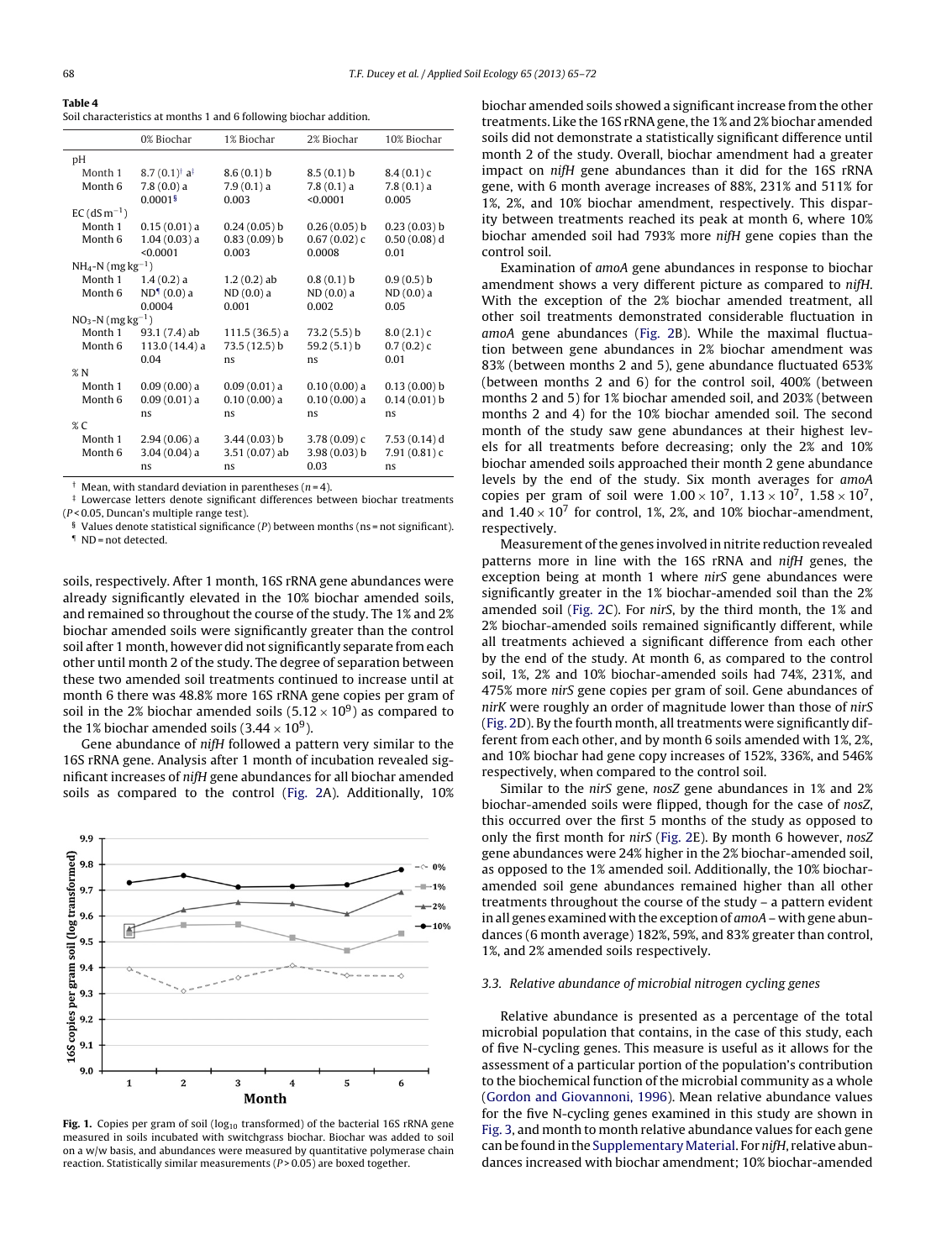**Table 4**
Soil characteristics at months 1 and 6 following biochar addition.

| | 0% Biochar | 1% Biochar | 2% Biochar | 10% Biochar |
|---|---|---|---|---|
| pH | | | | |
| Month 1 | 8.7 (0.1)[†] a[‡] | 8.6 (0.1) b | 8.5 (0.1) b | 8.4 (0.1) c |
| Month 6 | 7.8 (0.0) a | 7.9 (0.1) a | 7.8 (0.1) a | 7.8 (0.1) a |
| | 0.0001[§] | 0.003 | <0.0001 | 0.005 |
| EC (dS $m^{-1}$) | | | | |
| Month 1 | 0.15 (0.01) a | 0.24 (0.05) b | 0.26 (0.05) b | 0.23 (0.03) b |
| Month 6 | 1.04 (0.03) a | 0.83 (0.09) b | 0.67 (0.02) c | 0.50 (0.08) d |
| | <0.0001 | 0.003 | 0.0008 | 0.01 |
| $NH_4$-N (mg $kg^{-1}$) | | | | |
| Month 1 | 1.4 (0.2) a | 1.2 (0.2) ab | 0.8 (0.1) b | 0.9 (0.5) b |
| Month 6 | ND[¶] (0.0) a | ND (0.0) a | ND (0.0) a | ND (0.0) a |
| | 0.0004 | 0.001 | 0.002 | 0.05 |
| $NO_3$-N (mg $kg^{-1}$) | | | | |
| Month 1 | 93.1 (7.4) ab | 111.5 (36.5) a | 73.2 (5.5) b | 8.0 (2.1) c |
| Month 6 | 113.0 (14.4) a | 73.5 (12.5) b | 59.2 (5.1) b | 0.7 (0.2) c |
| | 0.04 | ns | ns | 0.01 |
| % N | | | | |
| Month 1 | 0.09 (0.00) a | 0.09 (0.01) a | 0.10 (0.00) a | 0.13 (0.00) b |
| Month 6 | 0.09 (0.01) a | 0.10 (0.00) a | 0.10 (0.00) a | 0.14 (0.01) b |
| | ns | ns | ns | ns |
| % C | | | | |
| Month 1 | 2.94 (0.06) a | 3.44 (0.03) b | 3.78 (0.09) c | 7.53 (0.14) d |
| Month 6 | 3.04 (0.04) a | 3.51 (0.07) ab | 3.98 (0.03) b | 7.91 (0.81) c |
| | ns | ns | 0.03 | ns |

[†] Mean, with standard deviation in parentheses ($n = 4$).
[‡] Lowercase letters denote significant differences between biochar treatments ($P < 0.05$, Duncan's multiple range test).
[§] Values denote statistical significance ($P$) between months (ns = not significant).
[¶] ND = not detected.

soils, respectively. After 1 month, 16S rRNA gene abundances were already significantly elevated in the 10% biochar amended soils, and remained so throughout the course of the study. The 1% and 2% biochar amended soils were significantly greater than the control soil after 1 month, however did not significantly separate from each other until month 2 of the study. The degree of separation between these two amended soil treatments continued to increase until at month 6 there was 48.8% more 16S rRNA gene copies per gram of soil in the 2% biochar amended soils ($5.12 \times 10^9$) as compared to the 1% biochar amended soils ($3.44 \times 10^9$).

Gene abundance of *nifH* followed a pattern very similar to the 16S rRNA gene. Analysis after 1 month of incubation revealed significant increases of *nifH* gene abundances for all biochar amended soils as compared to the control (Fig. 2A). Additionally, 10% biochar amended soils showed a significant increase from the other treatments. Like the 16S rRNA gene, the 1% and 2% biochar amended soils did not demonstrate a statistically significant difference until month 2 of the study. Overall, biochar amendment had a greater impact on *nifH* gene abundances than it did for the 16S rRNA gene, with 6 month average increases of 88%, 231% and 511% for 1%, 2%, and 10% biochar amendment, respectively. This disparity between treatments reached its peak at month 6, where 10% biochar amended soil had 793% more *nifH* gene copies than the control soil.

Examination of *amoA* gene abundances in response to biochar amendment shows a very different picture as compared to *nifH*. With the exception of the 2% biochar amended treatment, all other soil treatments demonstrated considerable fluctuation in *amoA* gene abundances (Fig. 2B). While the maximal fluctuation between gene abundances in 2% biochar amendment was 83% (between months 2 and 5), gene abundance fluctuated 653% (between months 2 and 6) for the control soil, 400% (between months 2 and 5) for 1% biochar amended soil, and 203% (between months 2 and 4) for the 10% biochar amended soil. The second month of the study saw gene abundances at their highest levels for all treatments before decreasing; only the 2% and 10% biochar amended soils approached their month 2 gene abundance levels by the end of the study. Six month averages for *amoA* copies per gram of soil were $1.00 \times 10^7$, $1.13 \times 10^7$, $1.58 \times 10^7$, and $1.40 \times 10^7$ for control, 1%, 2%, and 10% biochar-amendment, respectively.

Measurement of the genes involved in nitrite reduction revealed patterns more in line with the 16S rRNA and *nifH* genes, the exception being at month 1 where *nirS* gene abundances were significantly greater in the 1% biochar-amended soil than the 2% amended soil (Fig. 2C). For *nirS*, by the third month, the 1% and 2% biochar-amended soils remained significantly different, while all treatments achieved a significant difference from each other by the end of the study. At month 6, as compared to the control soil, 1%, 2% and 10% biochar-amended soils had 74%, 231%, and 475% more *nirS* gene copies per gram of soil. Gene abundances of *nirK* were roughly an order of magnitude lower than those of *nirS* (Fig. 2D). By the fourth month, all treatments were significantly different from each other, and by month 6 soils amended with 1%, 2%, and 10% biochar had gene copy increases of 152%, 336%, and 546% respectively, when compared to the control soil.

Similar to the *nirS* gene, *nosZ* gene abundances in 1% and 2% biochar-amended soils were flipped, though for the case of *nosZ*, this occurred over the first 5 months of the study as opposed to only the first month for *nirS* (Fig. 2E). By month 6 however, *nosZ* gene abundances were 24% higher in the 2% biochar-amended soil, as opposed to the 1% amended soil. Additionally, the 10% biochar-amended soil gene abundances remained higher than all other treatments throughout the course of the study – a pattern evident in all genes examined with the exception of *amoA* – with gene abundances (6 month average) 182%, 59%, and 83% greater than control, 1%, and 2% amended soils respectively.

**Fig. 1.** Copies per gram of soil ($\log_{10}$ transformed) of the bacterial 16S rRNA gene measured in soils incubated with switchgrass biochar. Biochar was added to soil on a w/w basis, and abundances were measured by quantitative polymerase chain reaction. Statistically similar measurements ($P > 0.05$) are boxed together.

### 3.3. Relative abundance of microbial nitrogen cycling genes

Relative abundance is presented as a percentage of the total microbial population that contains, in the case of this study, each of five N-cycling genes. This measure is useful as it allows for the assessment of a particular portion of the population's contribution to the biochemical function of the microbial community as a whole (Gordon and Giovannoni, 1996). Mean relative abundance values for the five N-cycling genes examined in this study are shown in Fig. 3, and month to month relative abundance values for each gene can be found in the Supplementary Material. For *nifH*, relative abundances increased with biochar amendment; 10% biochar-amended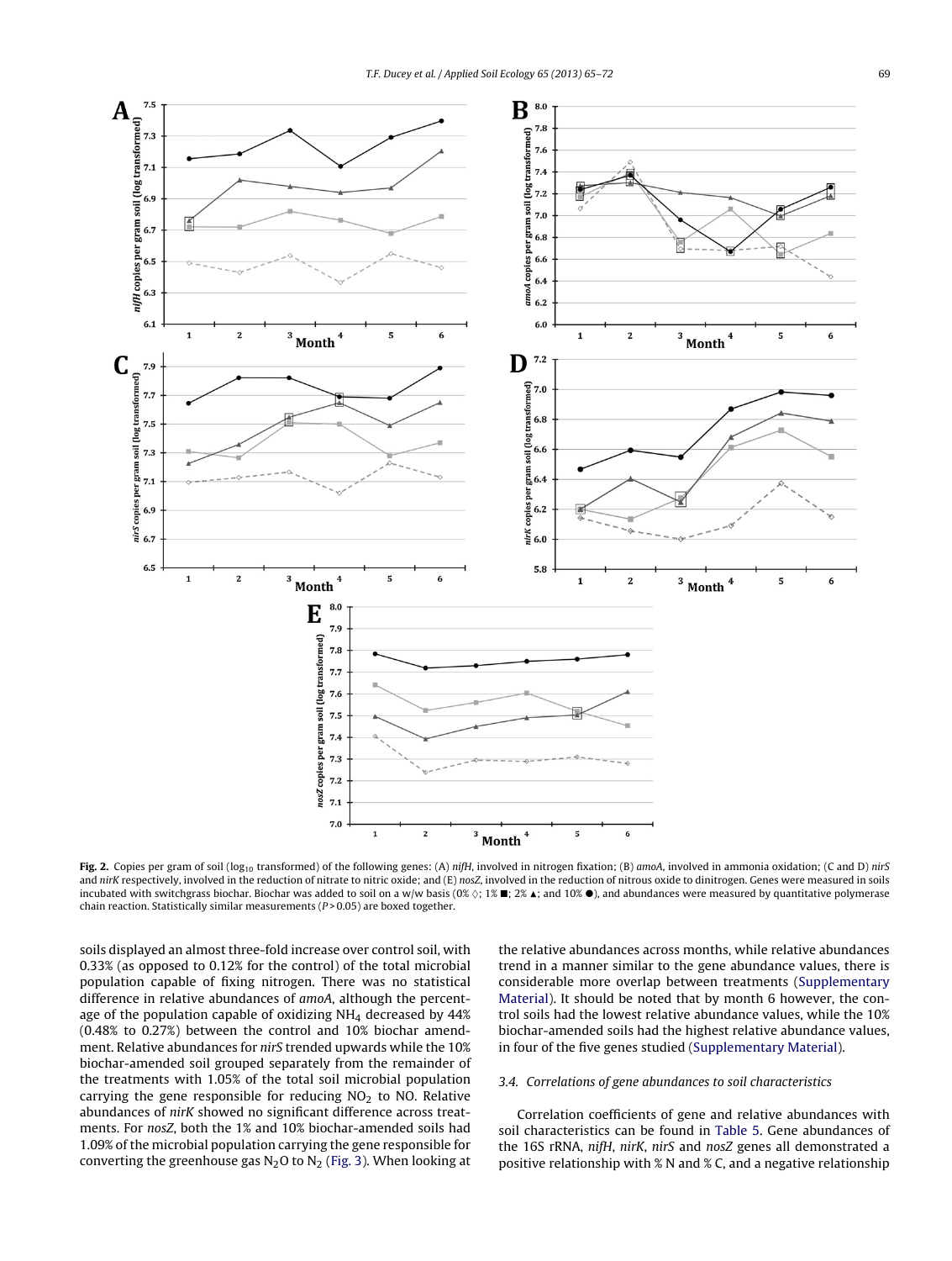**Fig. 2.** Copies per gram of soil ($\log_{10}$ transformed) of the following genes: (A) *nifH*, involved in nitrogen fixation; (B) *amoA*, involved in ammonia oxidation; (C and D) *nirS* and *nirK* respectively, involved in the reduction of nitrate to nitric oxide; and (E) *nosZ*, involved in the reduction of nitrous oxide to dinitrogen. Genes were measured in soils incubated with switchgrass biochar. Biochar was added to soil on a w/w basis (0% ◇; 1% ■; 2% ▲; and 10% ●), and abundances were measured by quantitative polymerase chain reaction. Statistically similar measurements ($P > 0.05$) are boxed together.

soils displayed an almost three-fold increase over control soil, with 0.33% (as opposed to 0.12% for the control) of the total microbial population capable of fixing nitrogen. There was no statistical difference in relative abundances of *amoA*, although the percentage of the population capable of oxidizing $NH_4$ decreased by 44% (0.48% to 0.27%) between the control and 10% biochar amendment. Relative abundances for *nirS* trended upwards while the 10% biochar-amended soil grouped separately from the remainder of the treatments with 1.05% of the total soil microbial population carrying the gene responsible for reducing $NO_2$ to NO. Relative abundances of *nirK* showed no significant difference across treatments. For *nosZ*, both the 1% and 10% biochar-amended soils had 1.09% of the microbial population carrying the gene responsible for converting the greenhouse gas $N_2O$ to $N_2$ (Fig. 3). When looking at the relative abundances across months, while relative abundances trend in a manner similar to the gene abundance values, there is considerable more overlap between treatments (Supplementary Material). It should be noted that by month 6 however, the control soils had the lowest relative abundance values, while the 10% biochar-amended soils had the highest relative abundance values, in four of the five genes studied (Supplementary Material).

### 3.4. Correlations of gene abundances to soil characteristics

Correlation coefficients of gene and relative abundances with soil characteristics can be found in Table 5. Gene abundances of the 16S rRNA, *nifH*, *nirK*, *nirS* and *nosZ* genes all demonstrated a positive relationship with % N and % C, and a negative relationship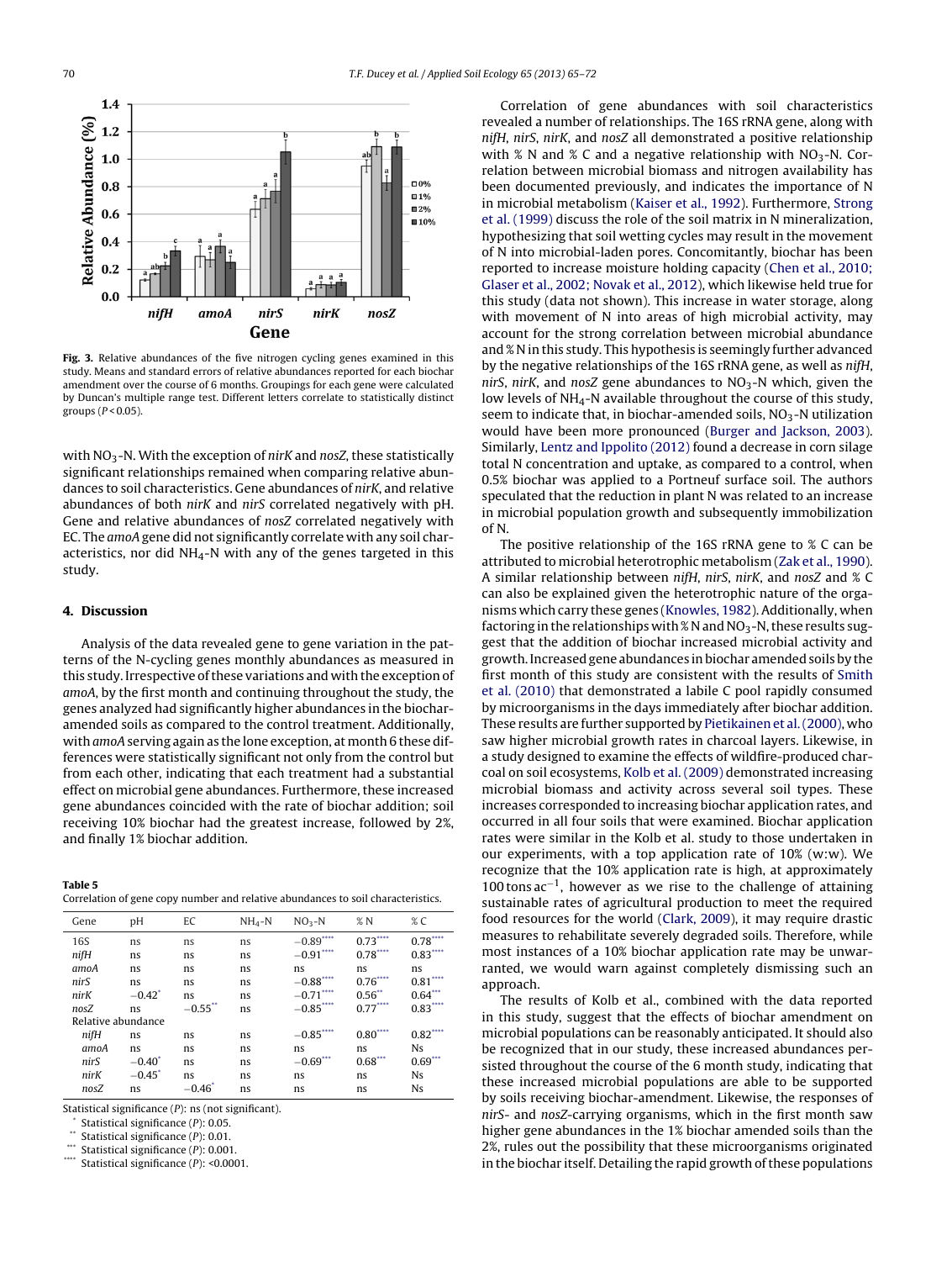Fig. 3. Relative abundances of the five nitrogen cycling genes examined in this study. Means and standard errors of relative abundances reported for each biochar amendment over the course of 6 months. Groupings for each gene were calculated by Duncan's multiple range test. Different letters correlate to statistically distinct groups ($P < 0.05$).

with $NO_3$-N. With the exception of *nirK* and *nosZ*, these statistically significant relationships remained when comparing relative abundances to soil characteristics. Gene abundances of *nirK*, and relative abundances of both *nirK* and *nirS* correlated negatively with pH. Gene and relative abundances of *nosZ* correlated negatively with EC. The *amoA* gene did not significantly correlate with any soil characteristics, nor did $NH_4$-N with any of the genes targeted in this study.

## 4. Discussion

Analysis of the data revealed gene to gene variation in the patterns of the N-cycling genes monthly abundances as measured in this study. Irrespective of these variations and with the exception of *amoA*, by the first month and continuing throughout the study, the genes analyzed had significantly higher abundances in the biochar-amended soils as compared to the control treatment. Additionally, with *amoA* serving again as the lone exception, at month 6 these differences were statistically significant not only from the control but from each other, indicating that each treatment had a substantial effect on microbial gene abundances. Furthermore, these increased gene abundances coincided with the rate of biochar addition; soil receiving 10% biochar had the greatest increase, followed by 2%, and finally 1% biochar addition.

**Table 5**
Correlation of gene copy number and relative abundances to soil characteristics.

| Gene | pH | EC | $NH_4$-N | $NO_3$-N | % N | % C |
|---|---|---|---|---|---|---|
| 16S | ns | ns | ns | $-0.89^{****}$ | $0.73^{****}$ | $0.78^{****}$ |
| *nifH* | ns | ns | ns | $-0.91^{****}$ | $0.78^{****}$ | $0.83^{****}$ |
| *amoA* | ns | ns | ns | ns | ns | ns |
| *nirS* | ns | ns | ns | $-0.88^{****}$ | $0.76^{****}$ | $0.81^{****}$ |
| *nirK* | $-0.42^{*}$ | ns | ns | $-0.71^{****}$ | $0.56^{**}$ | $0.64^{***}$ |
| *nosZ* | ns | $-0.55^{**}$ | ns | $-0.85^{****}$ | $0.77^{****}$ | $0.83^{****}$ |
| Relative abundance | | | | | | |
| *nifH* | ns | ns | ns | $-0.85^{****}$ | $0.80^{****}$ | $0.82^{****}$ |
| *amoA* | ns | ns | ns | ns | ns | Ns |
| *nirS* | $-0.40^{*}$ | ns | ns | $-0.69^{***}$ | $0.68^{***}$ | $0.69^{***}$ |
| *nirK* | $-0.45^{*}$ | ns | ns | ns | ns | Ns |
| *nosZ* | ns | $-0.46^{*}$ | ns | ns | ns | Ns |

Statistical significance ($P$): ns (not significant).
\* Statistical significance ($P$): 0.05.
\*\* Statistical significance ($P$): 0.01.
\*\*\* Statistical significance ($P$): 0.001.
\*\*\*\* Statistical significance ($P$): <0.0001.

Correlation of gene abundances with soil characteristics revealed a number of relationships. The 16S rRNA gene, along with *nifH*, *nirS*, *nirK*, and *nosZ* all demonstrated a positive relationship with % N and % C and a negative relationship with $NO_3$-N. Correlation between microbial biomass and nitrogen availability has been documented previously, and indicates the importance of N in microbial metabolism (Kaiser et al., 1992). Furthermore, Strong et al. (1999) discuss the role of the soil matrix in N mineralization, hypothesizing that soil wetting cycles may result in the movement of N into microbial-laden pores. Concomitantly, biochar has been reported to increase moisture holding capacity (Chen et al., 2010; Glaser et al., 2002; Novak et al., 2012), which likewise held true for this study (data not shown). This increase in water storage, along with movement of N into areas of high microbial activity, may account for the strong correlation between microbial abundance and % N in this study. This hypothesis is seemingly further advanced by the negative relationships of the 16S rRNA gene, as well as *nifH*, *nirS*, *nirK*, and *nosZ* gene abundances to $NO_3$-N which, given the low levels of $NH_4$-N available throughout the course of this study, seem to indicate that, in biochar-amended soils, $NO_3$-N utilization would have been more pronounced (Burger and Jackson, 2003). Similarly, Lentz and Ippolito (2012) found a decrease in corn silage total N concentration and uptake, as compared to a control, when 0.5% biochar was applied to a Portneuf surface soil. The authors speculated that the reduction in plant N was related to an increase in microbial population growth and subsequently immobilization of N.

The positive relationship of the 16S rRNA gene to % C can be attributed to microbial heterotrophic metabolism (Zak et al., 1990). A similar relationship between *nifH*, *nirS*, *nirK*, and *nosZ* and % C can also be explained given the heterotrophic nature of the organisms which carry these genes (Knowles, 1982). Additionally, when factoring in the relationships with % N and $NO_3$-N, these results suggest that the addition of biochar increased microbial activity and growth. Increased gene abundances in biochar amended soils by the first month of this study are consistent with the results of Smith et al. (2010) that demonstrated a labile C pool rapidly consumed by microorganisms in the days immediately after biochar addition. These results are further supported by Pietikainen et al. (2000), who saw higher microbial growth rates in charcoal layers. Likewise, in a study designed to examine the effects of wildfire-produced charcoal on soil ecosystems, Kolb et al. (2009) demonstrated increasing microbial biomass and activity across several soil types. These increases corresponded to increasing biochar application rates, and occurred in all four soils that were examined. Biochar application rates were similar in the Kolb et al. study to those undertaken in our experiments, with a top application rate of 10% (w:w). We recognize that the 10% application rate is high, at approximately 100 tons $ac^{-1}$, however as we rise to the challenge of attaining sustainable rates of agricultural production to meet the required food resources for the world (Clark, 2009), it may require drastic measures to rehabilitate severely degraded soils. Therefore, while most instances of a 10% biochar application rate may be unwarranted, we would warn against completely dismissing such an approach.

The results of Kolb et al., combined with the data reported in this study, suggest that the effects of biochar amendment on microbial populations can be reasonably anticipated. It should also be recognized that in our study, these increased abundances persisted throughout the course of the 6 month study, indicating that these increased microbial populations are able to be supported by soils receiving biochar-amendment. Likewise, the responses of *nirS*- and *nosZ*-carrying organisms, which in the first month saw higher gene abundances in the 1% biochar amended soils than the 2%, rules out the possibility that these microorganisms originated in the biochar itself. Detailing the rapid growth of these populations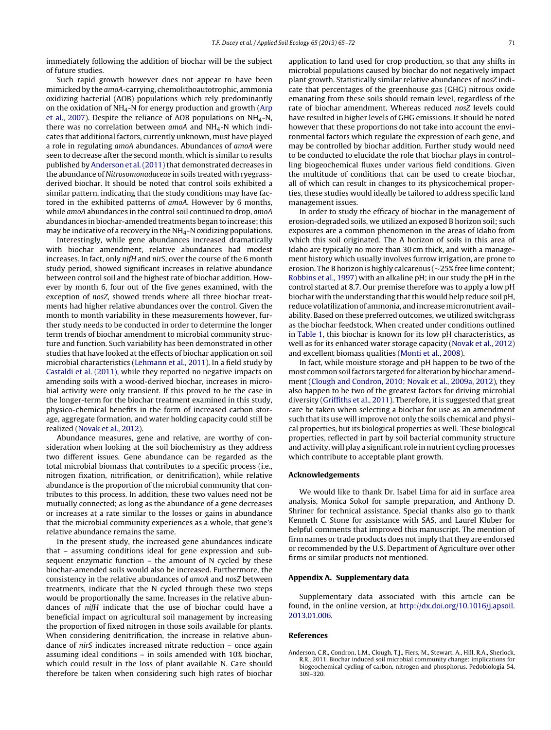immediately following the addition of biochar will be the subject of future studies.

Such rapid growth however does not appear to have been mimicked by the *amoA*-carrying, chemolithoautotrophic, ammonia oxidizing bacterial (AOB) populations which rely predominantly on the oxidation of $NH_4$-N for energy production and growth (Arp et al., 2007). Despite the reliance of AOB populations on $NH_4$-N, there was no correlation between *amoA* and $NH_4$-N which indicates that additional factors, currently unknown, must have played a role in regulating *amoA* abundances. Abundances of *amoA* were seen to decrease after the second month, which is similar to results published by Anderson et al. (2011) that demonstrated decreases in the abundance of *Nitrosomonadaceae* in soils treated with ryegrass-derived biochar. It should be noted that control soils exhibited a similar pattern, indicating that the study conditions may have factored in the exhibited patterns of *amoA*. However by 6 months, while *amoA* abundances in the control soil continued to drop, *amoA* abundances in biochar-amended treatments began to increase; this may be indicative of a recovery in the $NH_4$-N oxidizing populations.

Interestingly, while gene abundances increased dramatically with biochar amendment, relative abundances had modest increases. In fact, only *nifH* and *nirS*, over the course of the 6 month study period, showed significant increases in relative abundance between control soil and the highest rate of biochar addition. However by month 6, four out of the five genes examined, with the exception of *nosZ*, showed trends where all three biochar treatments had higher relative abundances over the control. Given the month to month variability in these measurements however, further study needs to be conducted in order to determine the longer term trends of biochar amendment to microbial community structure and function. Such variability has been demonstrated in other studies that have looked at the effects of biochar application on soil microbial characteristics (Lehmann et al., 2011). In a field study by Castaldi et al. (2011), while they reported no negative impacts on amending soils with a wood-derived biochar, increases in microbial activity were only transient. If this proved to be the case in the longer-term for the biochar treatment examined in this study, physico-chemical benefits in the form of increased carbon storage, aggregate formation, and water holding capacity could still be realized (Novak et al., 2012).

Abundance measures, gene and relative, are worthy of consideration when looking at the soil biochemistry as they address two different issues. Gene abundance can be regarded as the total microbial biomass that contributes to a specific process (i.e., nitrogen fixation, nitrification, or denitrification), while relative abundance is the proportion of the microbial community that contributes to this process. In addition, these two values need not be mutually connected; as long as the abundance of a gene decreases or increases at a rate similar to the losses or gains in abundance that the microbial community experiences as a whole, that gene's relative abundance remains the same.

In the present study, the increased gene abundances indicate that – assuming conditions ideal for gene expression and subsequent enzymatic function – the amount of N cycled by these biochar-amended soils would also be increased. Furthermore, the consistency in the relative abundances of *amoA* and *nosZ* between treatments, indicate that the N cycled through these two steps would be proportionally the same. Increases in the relative abundances of *nifH* indicate that the use of biochar could have a beneficial impact on agricultural soil management by increasing the proportion of fixed nitrogen in those soils available for plants. When considering denitrification, the increase in relative abundance of *nirS* indicates increased nitrate reduction – once again assuming ideal conditions – in soils amended with 10% biochar, which could result in the loss of plant available N. Care should therefore be taken when considering such high rates of biochar application to land used for crop production, so that any shifts in microbial populations caused by biochar do not negatively impact plant growth. Statistically similar relative abundances of *nosZ* indicate that percentages of the greenhouse gas (GHG) nitrous oxide emanating from these soils should remain level, regardless of the rate of biochar amendment. Whereas reduced *nosZ* levels could have resulted in higher levels of GHG emissions. It should be noted however that these proportions do not take into account the environmental factors which regulate the expression of each gene, and may be controlled by biochar addition. Further study would need to be conducted to elucidate the role that biochar plays in controlling biogeochemical fluxes under various field conditions. Given the multitude of conditions that can be used to create biochar, all of which can result in changes to its physicochemical properties, these studies would ideally be tailored to address specific land management issues.

In order to study the efficacy of biochar in the management of erosion-degraded soils, we utilized an exposed B horizon soil; such exposures are a common phenomenon in the areas of Idaho from which this soil originated. The A horizon of soils in this area of Idaho are typically no more than 30 cm thick, and with a management history which usually involves furrow irrigation, are prone to erosion. The B horizon is highly calcareous (~25% free lime content; Robbins et al., 1997) with an alkaline pH; in our study the pH in the control started at 8.7. Our premise therefore was to apply a low pH biochar with the understanding that this would help reduce soil pH, reduce volatilization of ammonia, and increase micronutrient availability. Based on these preferred outcomes, we utilized switchgrass as the biochar feedstock. When created under conditions outlined in Table 1, this biochar is known for its low pH characteristics, as well as for its enhanced water storage capacity (Novak et al., 2012) and excellent biomass qualities (Monti et al., 2008).

In fact, while moisture storage and pH happen to be two of the most common soil factors targeted for alteration by biochar amendment (Clough and Condron, 2010; Novak et al., 2009a, 2012), they also happen to be two of the greatest factors for driving microbial diversity (Griffiths et al., 2011). Therefore, it is suggested that great care be taken when selecting a biochar for use as an amendment such that its use will improve not only the soils chemical and physical properties, but its biological properties as well. These biological properties, reflected in part by soil bacterial community structure and activity, will play a significant role in nutrient cycling processes which contribute to acceptable plant growth.

## Acknowledgements

We would like to thank Dr. Isabel Lima for aid in surface area analysis, Monica Sokol for sample preparation, and Anthony D. Shriner for technical assistance. Special thanks also go to thank Kenneth C. Stone for assistance with SAS, and Laurel Kluber for helpful comments that improved this manuscript. The mention of firm names or trade products does not imply that they are endorsed or recommended by the U.S. Department of Agriculture over other firms or similar products not mentioned.

## Appendix A. Supplementary data

Supplementary data associated with this article can be found, in the online version, at http://dx.doi.org/10.1016/j.apsoil.2013.01.006.

## References

Anderson, C.R., Condron, L.M., Clough, T.J., Fiers, M., Stewart, A., Hill, R.A., Sherlock, R.R., 2011. Biochar induced soil microbial community change: implications for biogeochemical cycling of carbon, nitrogen and phosphorus. Pedobiologia 54, 309–320.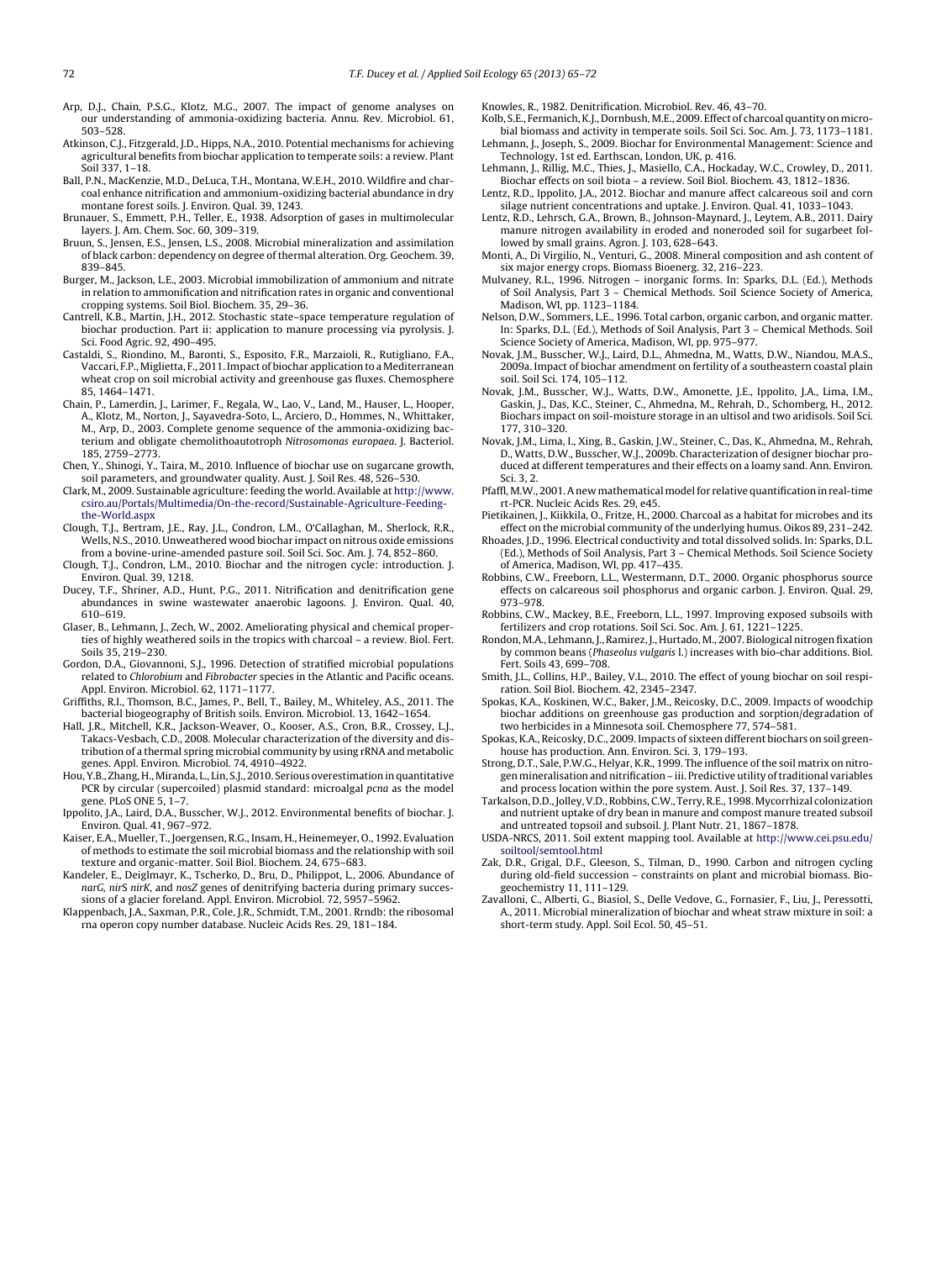Arp, D.J., Chain, P.S.G., Klotz, M.G., 2007. The impact of genome analyses on our understanding of ammonia-oxidizing bacteria. Annu. Rev. Microbiol. 61, 503–528.

Atkinson, C.J., Fitzgerald, J.D., Hipps, N.A., 2010. Potential mechanisms for achieving agricultural benefits from biochar application to temperate soils: a review. Plant Soil 337, 1–18.

Ball, P.N., MacKenzie, M.D., DeLuca, T.H., Montana, W.E.H., 2010. Wildfire and charcoal enhance nitrification and ammonium-oxidizing bacterial abundance in dry montane forest soils. J. Environ. Qual. 39, 1243.

Brunauer, S., Emmett, P.H., Teller, E., 1938. Adsorption of gases in multimolecular layers. J. Am. Chem. Soc. 60, 309–319.

Bruun, S., Jensen, E.S., Jensen, L.S., 2008. Microbial mineralization and assimilation of black carbon: dependency on degree of thermal alteration. Org. Geochem. 39, 839–845.

Burger, M., Jackson, L.E., 2003. Microbial immobilization of ammonium and nitrate in relation to ammonification and nitrification rates in organic and conventional cropping systems. Soil Biol. Biochem. 35, 29–36.

Cantrell, K.B., Martin, J.H., 2012. Stochastic state–space temperature regulation of biochar production. Part ii: application to manure processing via pyrolysis. J. Sci. Food Agric. 92, 490–495.

Castaldi, S., Riondino, M., Baronti, S., Esposito, F.R., Marzaioli, R., Rutigliano, F.A., Vaccari, F.P., Miglietta, F., 2011. Impact of biochar application to a Mediterranean wheat crop on soil microbial activity and greenhouse gas fluxes. Chemosphere 85, 1464–1471.

Chain, P., Lamerdin, J., Larimer, F., Regala, W., Lao, V., Land, M., Hauser, L., Hooper, A., Klotz, M., Norton, J., Sayavedra-Soto, L., Arciero, D., Hommes, N., Whittaker, M., Arp, D., 2003. Complete genome sequence of the ammonia-oxidizing bacterium and obligate chemolithoautotroph *Nitrosomonas europaea*. J. Bacteriol. 185, 2759–2773.

Chen, Y., Shinogi, Y., Taira, M., 2010. Influence of biochar use on sugarcane growth, soil parameters, and groundwater quality. Aust. J. Soil Res. 48, 526–530.

Clark, M., 2009. Sustainable agriculture: feeding the world. Available at http://www.csiro.au/Portals/Multimedia/On-the-record/Sustainable-Agriculture-Feeding-the-World.aspx

Clough, T.J., Bertram, J.E., Ray, J.L., Condron, L.M., O'Callaghan, M., Sherlock, R.R., Wells, N.S., 2010. Unweathered wood biochar impact on nitrous oxide emissions from a bovine-urine-amended pasture soil. Soil Sci. Soc. Am. J. 74, 852–860.

Clough, T.J., Condron, L.M., 2010. Biochar and the nitrogen cycle: introduction. J. Environ. Qual. 39, 1218.

Ducey, T.F., Shriner, A.D., Hunt, P.G., 2011. Nitrification and denitrification gene abundances in swine wastewater anaerobic lagoons. J. Environ. Qual. 40, 610–619.

Glaser, B., Lehmann, J., Zech, W., 2002. Ameliorating physical and chemical properties of highly weathered soils in the tropics with charcoal – a review. Biol. Fert. Soils 35, 219–230.

Gordon, D.A., Giovannoni, S.J., 1996. Detection of stratified microbial populations related to *Chlorobium* and *Fibrobacter* species in the Atlantic and Pacific oceans. Appl. Environ. Microbiol. 62, 1171–1177.

Griffiths, R.I., Thomson, B.C., James, P., Bell, T., Bailey, M., Whiteley, A.S., 2011. The bacterial biogeography of British soils. Environ. Microbiol. 13, 1642–1654.

Hall, J.R., Mitchell, K.R., Jackson-Weaver, O., Kooser, A.S., Cron, B.R., Crossey, L.J., Takacs-Vesbach, C.D., 2008. Molecular characterization of the diversity and distribution of a thermal spring microbial community by using rRNA and metabolic genes. Appl. Environ. Microbiol. 74, 4910–4922.

Hou, Y.B., Zhang, H., Miranda, L., Lin, S.J., 2010. Serious overestimation in quantitative PCR by circular (supercoiled) plasmid standard: microalgal *pcna* as the model gene. PLoS ONE 5, 1–7.

Ippolito, J.A., Laird, D.A., Busscher, W.J., 2012. Environmental benefits of biochar. J. Environ. Qual. 41, 967–972.

Kaiser, E.A., Mueller, T., Joergensen, R.G., Insam, H., Heinemeyer, O., 1992. Evaluation of methods to estimate the soil microbial biomass and the relationship with soil texture and organic-matter. Soil Biol. Biochem. 24, 675–683.

Kandeler, E., Deiglmayr, K., Tscherko, D., Bru, D., Philippot, L., 2006. Abundance of *narG*, *nirS nirK*, and *nosZ* genes of denitrifying bacteria during primary successions of a glacier foreland. Appl. Environ. Microbiol. 72, 5957–5962.

Klappenbach, J.A., Saxman, P.R., Cole, J.R., Schmidt, T.M., 2001. Rrndb: the ribosomal rna operon copy number database. Nucleic Acids Res. 29, 181–184.

Knowles, R., 1982. Denitrification. Microbiol. Rev. 46, 43–70.

Kolb, S.E., Fermanich, K.J., Dornbush, M.E., 2009. Effect of charcoal quantity on microbial biomass and activity in temperate soils. Soil Sci. Soc. Am. J. 73, 1173–1181.

Lehmann, J., Joseph, S., 2009. Biochar for Environmental Management: Science and Technology, 1st ed. Earthscan, London, UK, p. 416.

Lehmann, J., Rillig, M.C., Thies, J., Masiello, C.A., Hockaday, W.C., Crowley, D., 2011. Biochar effects on soil biota – a review. Soil Biol. Biochem. 43, 1812–1836.

Lentz, R.D., Ippolito, J.A., 2012. Biochar and manure affect calcareous soil and corn silage nutrient concentrations and uptake. J. Environ. Qual. 41, 1033–1043.

Lentz, R.D., Lehrsch, G.A., Brown, B., Johnson-Maynard, J., Leytem, A.B., 2011. Dairy manure nitrogen availability in eroded and noneroded soil for sugarbeet followed by small grains. Agron. J. 103, 628–643.

Monti, A., Di Virgilio, N., Venturi, G., 2008. Mineral composition and ash content of six major energy crops. Biomass Bioenerg. 32, 216–223.

Mulvaney, R.L., 1996. Nitrogen – inorganic forms. In: Sparks, D.L. (Ed.), Methods of Soil Analysis, Part 3 – Chemical Methods. Soil Science Society of America, Madison, WI, pp. 1123–1184.

Nelson, D.W., Sommers, L.E., 1996. Total carbon, organic carbon, and organic matter. In: Sparks, D.L. (Ed.), Methods of Soil Analysis, Part 3 – Chemical Methods. Soil Science Society of America, Madison, WI, pp. 975–977.

Novak, J.M., Busscher, W.J., Laird, D.L., Ahmedna, M., Watts, D.W., Niandou, M.A.S., 2009a. Impact of biochar amendment on fertility of a southeastern coastal plain soil. Soil Sci. 174, 105–112.

Novak, J.M., Busscher, W.J., Watts, D.W., Amonette, J.E., Ippolito, J.A., Lima, I.M., Gaskin, J., Das, K.C., Steiner, C., Ahmedna, M., Rehrah, D., Schomberg, H., 2012. Biochars impact on soil-moisture storage in an ultisol and two aridisols. Soil Sci. 177, 310–320.

Novak, J.M., Lima, I., Xing, B., Gaskin, J.W., Steiner, C., Das, K., Ahmedna, M., Rehrah, D., Watts, D.W., Busscher, W.J., 2009b. Characterization of designer biochar produced at different temperatures and their effects on a loamy sand. Ann. Environ. Sci. 3, 2.

Pfaffl, M.W., 2001. A new mathematical model for relative quantification in real-time rt-PCR. Nucleic Acids Res. 29, e45.

Pietikainen, J., Kiikkila, O., Fritze, H., 2000. Charcoal as a habitat for microbes and its effect on the microbial community of the underlying humus. Oikos 89, 231–242.

Rhoades, J.D., 1996. Electrical conductivity and total dissolved solids. In: Sparks, D.L. (Ed.), Methods of Soil Analysis, Part 3 – Chemical Methods. Soil Science Society of America, Madison, WI, pp. 417–435.

Robbins, C.W., Freeborn, L.L., Westermann, D.T., 2000. Organic phosphorus source effects on calcareous soil phosphorus and organic carbon. J. Environ. Qual. 29, 973–978.

Robbins, C.W., Mackey, B.E., Freeborn, L.L., 1997. Improving exposed subsoils with fertilizers and crop rotations. Soil Sci. Soc. Am. J. 61, 1221–1225.

Rondon, M.A., Lehmann, J., Ramirez, J., Hurtado, M., 2007. Biological nitrogen fixation by common beans (*Phaseolus vulgaris* l.) increases with bio-char additions. Biol. Fert. Soils 43, 699–708.

Smith, J.L., Collins, H.P., Bailey, V.L., 2010. The effect of young biochar on soil respiration. Soil Biol. Biochem. 42, 2345–2347.

Spokas, K.A., Koskinen, W.C., Baker, J.M., Reicosky, D.C., 2009. Impacts of woodchip biochar additions on greenhouse gas production and sorption/degradation of two herbicides in a Minnesota soil. Chemosphere 77, 574–581.

Spokas, K.A., Reicosky, D.C., 2009. Impacts of sixteen different biochars on soil greenhouse has production. Ann. Environ. Sci. 3, 179–193.

Strong, D.T., Sale, P.W.G., Helyar, K.R., 1999. The influence of the soil matrix on nitrogen mineralisation and nitrification – iii. Predictive utility of traditional variables and process location within the pore system. Aust. J. Soil Res. 37, 137–149.

Tarkalson, D.D., Jolley, V.D., Robbins, C.W., Terry, R.E., 1998. Mycorrhizal colonization and nutrient uptake of dry bean in manure and compost manure treated subsoil and untreated topsoil and subsoil. J. Plant Nutr. 21, 1867–1878.

USDA-NRCS, 2011. Soil extent mapping tool. Available at http://www.cei.psu.edu/soiltool/semtool.html

Zak, D.R., Grigal, D.F., Gleeson, S., Tilman, D., 1990. Carbon and nitrogen cycling during old-field succession – constraints on plant and microbial biomass. Biogeochemistry 11, 111–129.

Zavalloni, C., Alberti, G., Biasiol, S., Delle Vedove, G., Fornasier, F., Liu, J., Peressotti, A., 2011. Microbial mineralization of biochar and wheat straw mixture in soil: a short-term study. Appl. Soil Ecol. 50, 45–51.